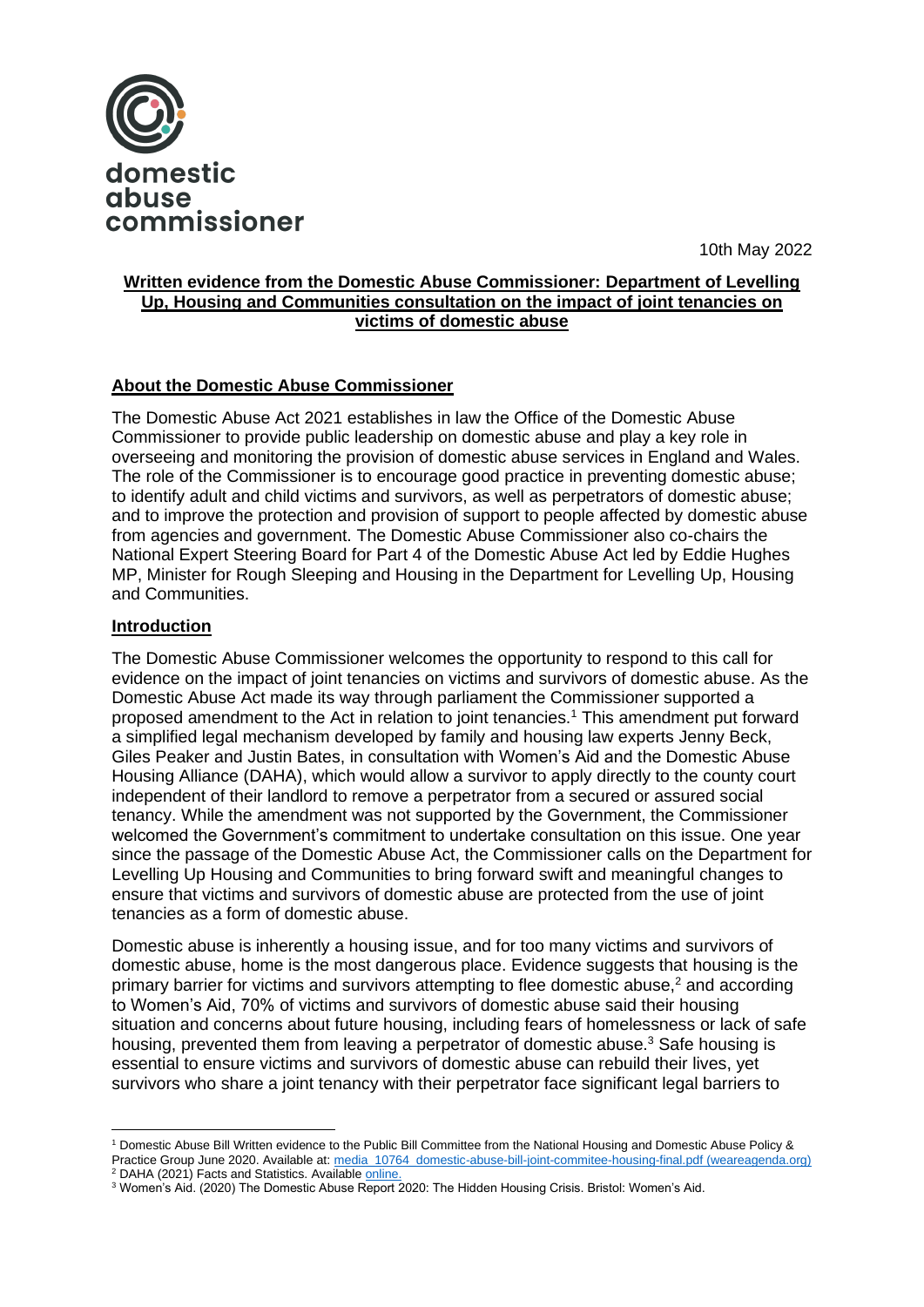domestic abuse commissioner

10th May 2022

**Written evidence from the Domestic Abuse Commissioner: Department of Levelling Up, Housing and Communities consultation on the impact of joint tenancies on victims of domestic abuse**

## About the Domestic Abuse Commissioner

The Domestic Abuse Act 2021 establishes in law the Office of the Domestic Abuse Commissioner to provide public leadership on domestic abuse and play a key role in overseeing and monitoring the provision of domestic abuse services in England and Wales. The role of the Commissioner is to encourage good practice in preventing domestic abuse; to identify adult and child victims and survivors, as well as perpetrators of domestic abuse; and to improve the protection and provision of support to people affected by domestic abuse from agencies and government. The Domestic Abuse Commissioner also co-chairs the National Expert Steering Board for Part 4 of the Domestic Abuse Act led by Eddie Hughes MP, Minister for Rough Sleeping and Housing in the Department for Levelling Up, Housing and Communities.

## Introduction

The Domestic Abuse Commissioner welcomes the opportunity to respond to this call for evidence on the impact of joint tenancies on victims and survivors of domestic abuse. As the Domestic Abuse Act made its way through parliament the Commissioner supported a proposed amendment to the Act in relation to joint tenancies.[1] This amendment put forward a simplified legal mechanism developed by family and housing law experts Jenny Beck, Giles Peaker and Justin Bates, in consultation with Women's Aid and the Domestic Abuse Housing Alliance (DAHA), which would allow a survivor to apply directly to the county court independent of their landlord to remove a perpetrator from a secured or assured social tenancy. While the amendment was not supported by the Government, the Commissioner welcomed the Government's commitment to undertake consultation on this issue. One year since the passage of the Domestic Abuse Act, the Commissioner calls on the Department for Levelling Up Housing and Communities to bring forward swift and meaningful changes to ensure that victims and survivors of domestic abuse are protected from the use of joint tenancies as a form of domestic abuse.

Domestic abuse is inherently a housing issue, and for too many victims and survivors of domestic abuse, home is the most dangerous place. Evidence suggests that housing is the primary barrier for victims and survivors attempting to flee domestic abuse,[2] and according to Women's Aid, 70% of victims and survivors of domestic abuse said their housing situation and concerns about future housing, including fears of homelessness or lack of safe housing, prevented them from leaving a perpetrator of domestic abuse.[3] Safe housing is essential to ensure victims and survivors of domestic abuse can rebuild their lives, yet survivors who share a joint tenancy with their perpetrator face significant legal barriers to

---

[1] Domestic Abuse Bill Written evidence to the Public Bill Committee from the National Housing and Domestic Abuse Policy & Practice Group June 2020. Available at: [media_10764_domestic-abuse-bill-joint-commitee-housing-final.pdf (weareagenda.org)](media_10764_domestic-abuse-bill-joint-commitee-housing-final.pdf)

[2] DAHA (2021) Facts and Statistics. Available [online.]()

[3] Women's Aid. (2020) The Domestic Abuse Report 2020: The Hidden Housing Crisis. Bristol: Women's Aid.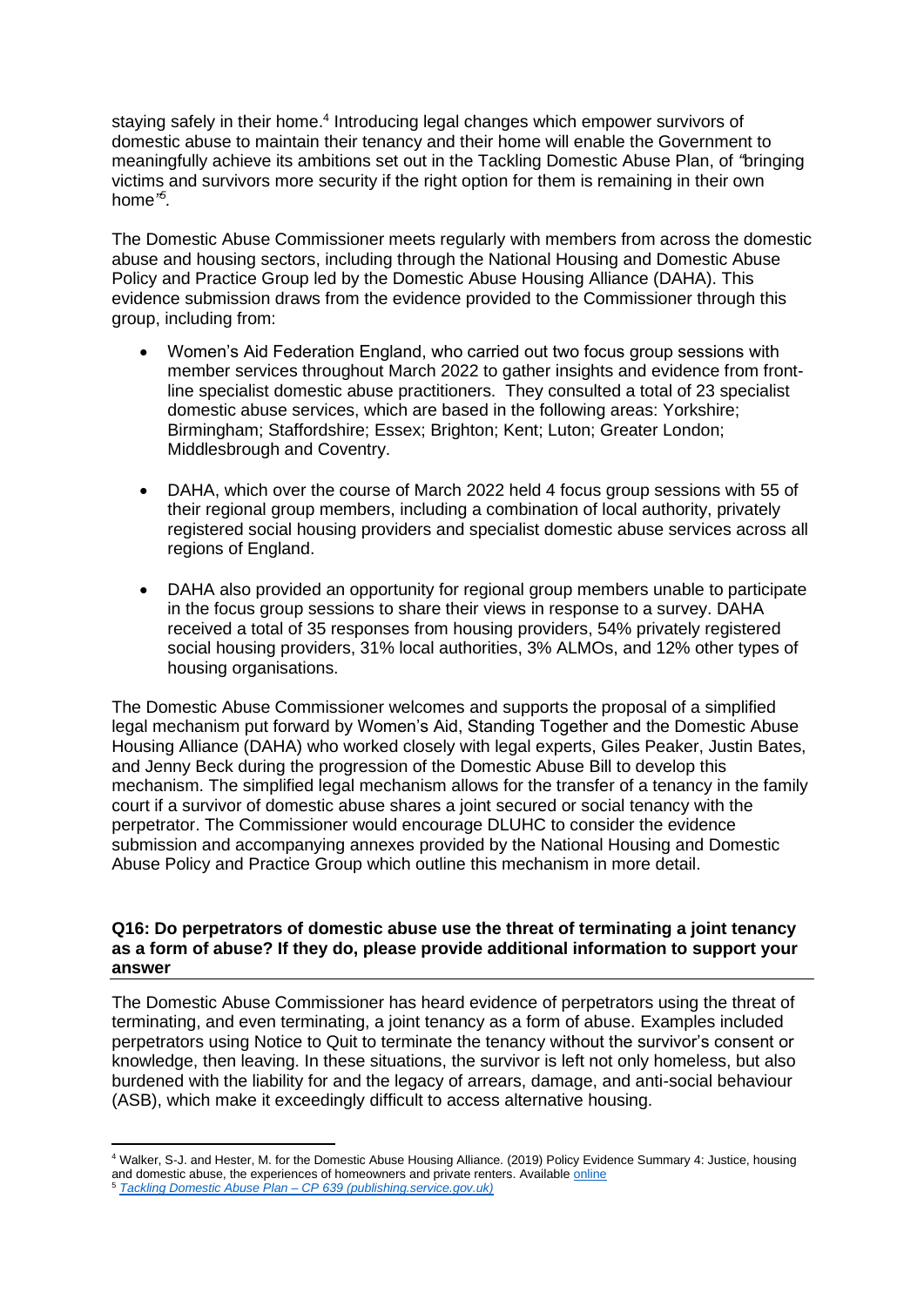staying safely in their home.[4] Introducing legal changes which empower survivors of domestic abuse to maintain their tenancy and their home will enable the Government to meaningfully achieve its ambitions set out in the Tackling Domestic Abuse Plan, of *"*bringing victims and survivors more security if the right option for them is remaining in their own home*"*[5].

The Domestic Abuse Commissioner meets regularly with members from across the domestic abuse and housing sectors, including through the National Housing and Domestic Abuse Policy and Practice Group led by the Domestic Abuse Housing Alliance (DAHA). This evidence submission draws from the evidence provided to the Commissioner through this group, including from:

- Women's Aid Federation England, who carried out two focus group sessions with member services throughout March 2022 to gather insights and evidence from front-line specialist domestic abuse practitioners. They consulted a total of 23 specialist domestic abuse services, which are based in the following areas: Yorkshire; Birmingham; Staffordshire; Essex; Brighton; Kent; Luton; Greater London; Middlesbrough and Coventry.

- DAHA, which over the course of March 2022 held 4 focus group sessions with 55 of their regional group members, including a combination of local authority, privately registered social housing providers and specialist domestic abuse services across all regions of England.

- DAHA also provided an opportunity for regional group members unable to participate in the focus group sessions to share their views in response to a survey. DAHA received a total of 35 responses from housing providers, 54% privately registered social housing providers, 31% local authorities, 3% ALMOs, and 12% other types of housing organisations.

The Domestic Abuse Commissioner welcomes and supports the proposal of a simplified legal mechanism put forward by Women's Aid, Standing Together and the Domestic Abuse Housing Alliance (DAHA) who worked closely with legal experts, Giles Peaker, Justin Bates, and Jenny Beck during the progression of the Domestic Abuse Bill to develop this mechanism. The simplified legal mechanism allows for the transfer of a tenancy in the family court if a survivor of domestic abuse shares a joint secured or social tenancy with the perpetrator. The Commissioner would encourage DLUHC to consider the evidence submission and accompanying annexes provided by the National Housing and Domestic Abuse Policy and Practice Group which outline this mechanism in more detail.

### Q16: Do perpetrators of domestic abuse use the threat of terminating a joint tenancy as a form of abuse? If they do, please provide additional information to support your answer

The Domestic Abuse Commissioner has heard evidence of perpetrators using the threat of terminating, and even terminating, a joint tenancy as a form of abuse. Examples included perpetrators using Notice to Quit to terminate the tenancy without the survivor's consent or knowledge, then leaving. In these situations, the survivor is left not only homeless, but also burdened with the liability for and the legacy of arrears, damage, and anti-social behaviour (ASB), which make it exceedingly difficult to access alternative housing.

---

[4] Walker, S-J. and Hester, M. for the Domestic Abuse Housing Alliance. (2019) Policy Evidence Summary 4: Justice, housing and domestic abuse, the experiences of homeowners and private renters. Available online

[5] *Tackling Domestic Abuse Plan – CP 639 (publishing.service.gov.uk)*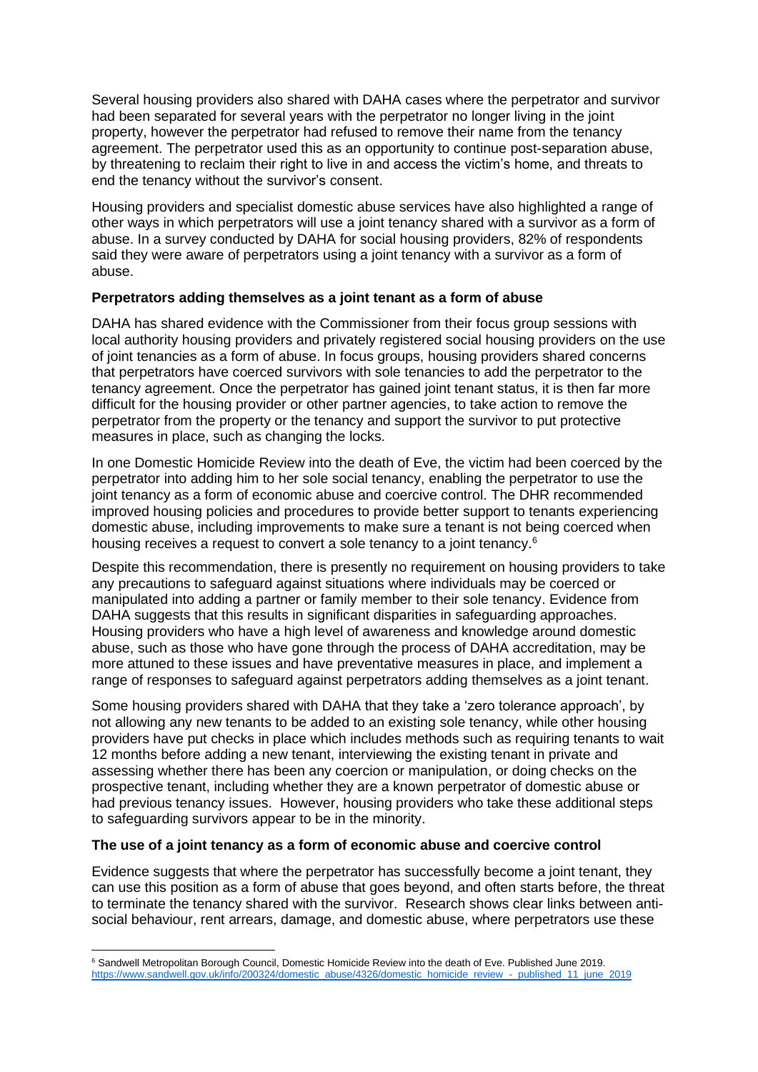Several housing providers also shared with DAHA cases where the perpetrator and survivor had been separated for several years with the perpetrator no longer living in the joint property, however the perpetrator had refused to remove their name from the tenancy agreement. The perpetrator used this as an opportunity to continue post-separation abuse, by threatening to reclaim their right to live in and access the victim's home, and threats to end the tenancy without the survivor's consent.

Housing providers and specialist domestic abuse services have also highlighted a range of other ways in which perpetrators will use a joint tenancy shared with a survivor as a form of abuse. In a survey conducted by DAHA for social housing providers, 82% of respondents said they were aware of perpetrators using a joint tenancy with a survivor as a form of abuse.

**Perpetrators adding themselves as a joint tenant as a form of abuse**

DAHA has shared evidence with the Commissioner from their focus group sessions with local authority housing providers and privately registered social housing providers on the use of joint tenancies as a form of abuse. In focus groups, housing providers shared concerns that perpetrators have coerced survivors with sole tenancies to add the perpetrator to the tenancy agreement. Once the perpetrator has gained joint tenant status, it is then far more difficult for the housing provider or other partner agencies, to take action to remove the perpetrator from the property or the tenancy and support the survivor to put protective measures in place, such as changing the locks.

In one Domestic Homicide Review into the death of Eve, the victim had been coerced by the perpetrator into adding him to her sole social tenancy, enabling the perpetrator to use the joint tenancy as a form of economic abuse and coercive control. The DHR recommended improved housing policies and procedures to provide better support to tenants experiencing domestic abuse, including improvements to make sure a tenant is not being coerced when housing receives a request to convert a sole tenancy to a joint tenancy.[6]

Despite this recommendation, there is presently no requirement on housing providers to take any precautions to safeguard against situations where individuals may be coerced or manipulated into adding a partner or family member to their sole tenancy. Evidence from DAHA suggests that this results in significant disparities in safeguarding approaches. Housing providers who have a high level of awareness and knowledge around domestic abuse, such as those who have gone through the process of DAHA accreditation, may be more attuned to these issues and have preventative measures in place, and implement a range of responses to safeguard against perpetrators adding themselves as a joint tenant.

Some housing providers shared with DAHA that they take a 'zero tolerance approach', by not allowing any new tenants to be added to an existing sole tenancy, while other housing providers have put checks in place which includes methods such as requiring tenants to wait 12 months before adding a new tenant, interviewing the existing tenant in private and assessing whether there has been any coercion or manipulation, or doing checks on the prospective tenant, including whether they are a known perpetrator of domestic abuse or had previous tenancy issues. However, housing providers who take these additional steps to safeguarding survivors appear to be in the minority.

**The use of a joint tenancy as a form of economic abuse and coercive control**

Evidence suggests that where the perpetrator has successfully become a joint tenant, they can use this position as a form of abuse that goes beyond, and often starts before, the threat to terminate the tenancy shared with the survivor. Research shows clear links between anti-social behaviour, rent arrears, damage, and domestic abuse, where perpetrators use these

---

[6] Sandwell Metropolitan Borough Council, Domestic Homicide Review into the death of Eve. Published June 2019. https://www.sandwell.gov.uk/info/200324/domestic_abuse/4326/domestic_homicide_review_-_published_11_june_2019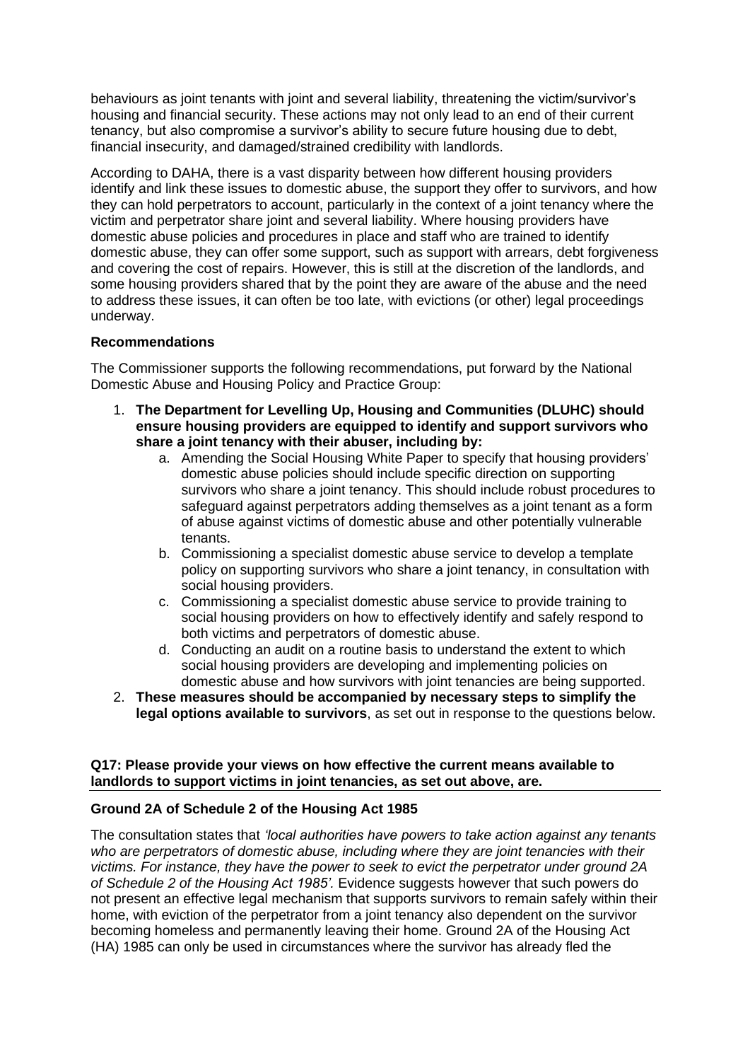behaviours as joint tenants with joint and several liability, threatening the victim/survivor's housing and financial security. These actions may not only lead to an end of their current tenancy, but also compromise a survivor's ability to secure future housing due to debt, financial insecurity, and damaged/strained credibility with landlords.

According to DAHA, there is a vast disparity between how different housing providers identify and link these issues to domestic abuse, the support they offer to survivors, and how they can hold perpetrators to account, particularly in the context of a joint tenancy where the victim and perpetrator share joint and several liability. Where housing providers have domestic abuse policies and procedures in place and staff who are trained to identify domestic abuse, they can offer some support, such as support with arrears, debt forgiveness and covering the cost of repairs. However, this is still at the discretion of the landlords, and some housing providers shared that by the point they are aware of the abuse and the need to address these issues, it can often be too late, with evictions (or other) legal proceedings underway.

**Recommendations**

The Commissioner supports the following recommendations, put forward by the National Domestic Abuse and Housing Policy and Practice Group:

1. **The Department for Levelling Up, Housing and Communities (DLUHC) should ensure housing providers are equipped to identify and support survivors who share a joint tenancy with their abuser, including by:**
   a. Amending the Social Housing White Paper to specify that housing providers' domestic abuse policies should include specific direction on supporting survivors who share a joint tenancy. This should include robust procedures to safeguard against perpetrators adding themselves as a joint tenant as a form of abuse against victims of domestic abuse and other potentially vulnerable tenants.
   b. Commissioning a specialist domestic abuse service to develop a template policy on supporting survivors who share a joint tenancy, in consultation with social housing providers.
   c. Commissioning a specialist domestic abuse service to provide training to social housing providers on how to effectively identify and safely respond to both victims and perpetrators of domestic abuse.
   d. Conducting an audit on a routine basis to understand the extent to which social housing providers are developing and implementing policies on domestic abuse and how survivors with joint tenancies are being supported.
2. **These measures should be accompanied by necessary steps to simplify the legal options available to survivors**, as set out in response to the questions below.

**Q17: Please provide your views on how effective the current means available to landlords to support victims in joint tenancies, as set out above, are.**

**Ground 2A of Schedule 2 of the Housing Act 1985**

The consultation states that *'local authorities have powers to take action against any tenants who are perpetrators of domestic abuse, including where they are joint tenancies with their victims. For instance, they have the power to seek to evict the perpetrator under ground 2A of Schedule 2 of the Housing Act 1985'.* Evidence suggests however that such powers do not present an effective legal mechanism that supports survivors to remain safely within their home, with eviction of the perpetrator from a joint tenancy also dependent on the survivor becoming homeless and permanently leaving their home. Ground 2A of the Housing Act (HA) 1985 can only be used in circumstances where the survivor has already fled the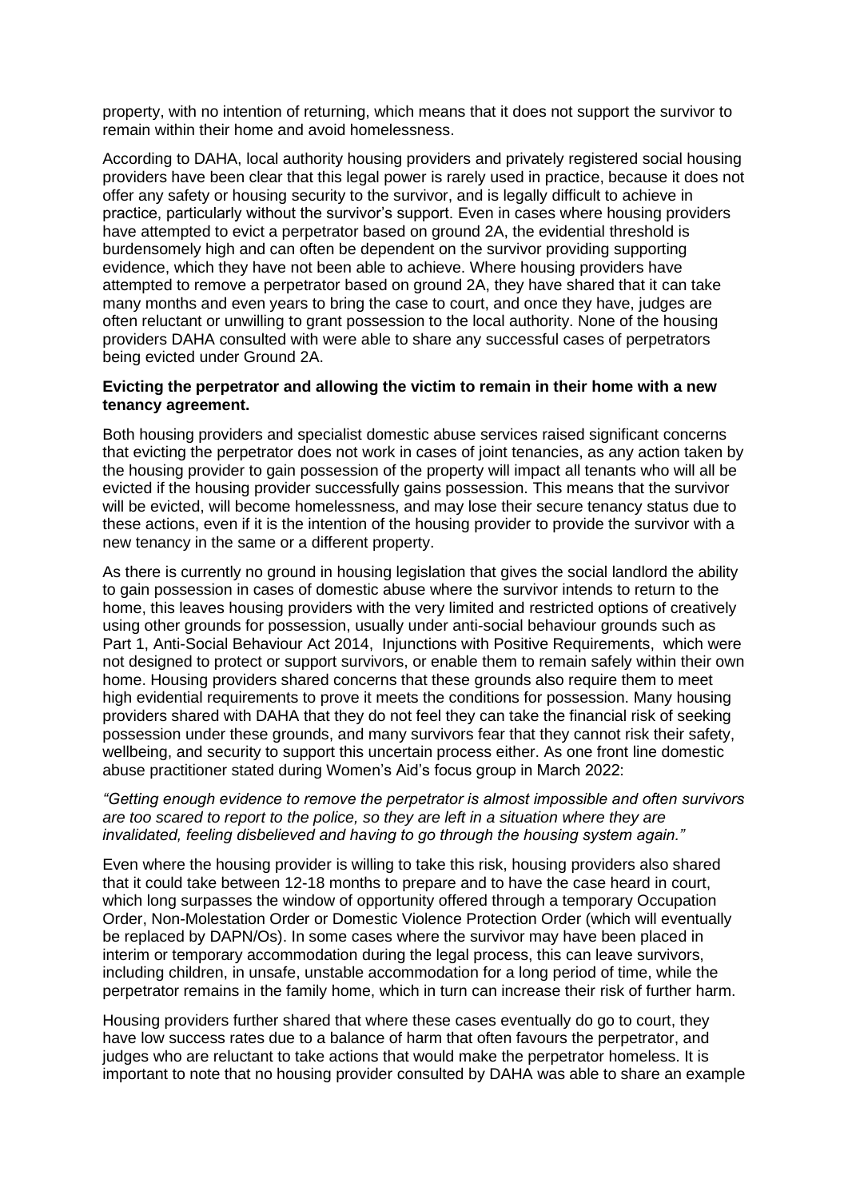property, with no intention of returning, which means that it does not support the survivor to remain within their home and avoid homelessness.

According to DAHA, local authority housing providers and privately registered social housing providers have been clear that this legal power is rarely used in practice, because it does not offer any safety or housing security to the survivor, and is legally difficult to achieve in practice, particularly without the survivor's support. Even in cases where housing providers have attempted to evict a perpetrator based on ground 2A, the evidential threshold is burdensomely high and can often be dependent on the survivor providing supporting evidence, which they have not been able to achieve. Where housing providers have attempted to remove a perpetrator based on ground 2A, they have shared that it can take many months and even years to bring the case to court, and once they have, judges are often reluctant or unwilling to grant possession to the local authority. None of the housing providers DAHA consulted with were able to share any successful cases of perpetrators being evicted under Ground 2A.

**Evicting the perpetrator and allowing the victim to remain in their home with a new tenancy agreement.**

Both housing providers and specialist domestic abuse services raised significant concerns that evicting the perpetrator does not work in cases of joint tenancies, as any action taken by the housing provider to gain possession of the property will impact all tenants who will all be evicted if the housing provider successfully gains possession. This means that the survivor will be evicted, will become homelessness, and may lose their secure tenancy status due to these actions, even if it is the intention of the housing provider to provide the survivor with a new tenancy in the same or a different property.

As there is currently no ground in housing legislation that gives the social landlord the ability to gain possession in cases of domestic abuse where the survivor intends to return to the home, this leaves housing providers with the very limited and restricted options of creatively using other grounds for possession, usually under anti-social behaviour grounds such as Part 1, Anti-Social Behaviour Act 2014, Injunctions with Positive Requirements, which were not designed to protect or support survivors, or enable them to remain safely within their own home. Housing providers shared concerns that these grounds also require them to meet high evidential requirements to prove it meets the conditions for possession. Many housing providers shared with DAHA that they do not feel they can take the financial risk of seeking possession under these grounds, and many survivors fear that they cannot risk their safety, wellbeing, and security to support this uncertain process either. As one front line domestic abuse practitioner stated during Women's Aid's focus group in March 2022:

*"Getting enough evidence to remove the perpetrator is almost impossible and often survivors are too scared to report to the police, so they are left in a situation where they are invalidated, feeling disbelieved and having to go through the housing system again."*

Even where the housing provider is willing to take this risk, housing providers also shared that it could take between 12-18 months to prepare and to have the case heard in court, which long surpasses the window of opportunity offered through a temporary Occupation Order, Non-Molestation Order or Domestic Violence Protection Order (which will eventually be replaced by DAPN/Os). In some cases where the survivor may have been placed in interim or temporary accommodation during the legal process, this can leave survivors, including children, in unsafe, unstable accommodation for a long period of time, while the perpetrator remains in the family home, which in turn can increase their risk of further harm.

Housing providers further shared that where these cases eventually do go to court, they have low success rates due to a balance of harm that often favours the perpetrator, and judges who are reluctant to take actions that would make the perpetrator homeless. It is important to note that no housing provider consulted by DAHA was able to share an example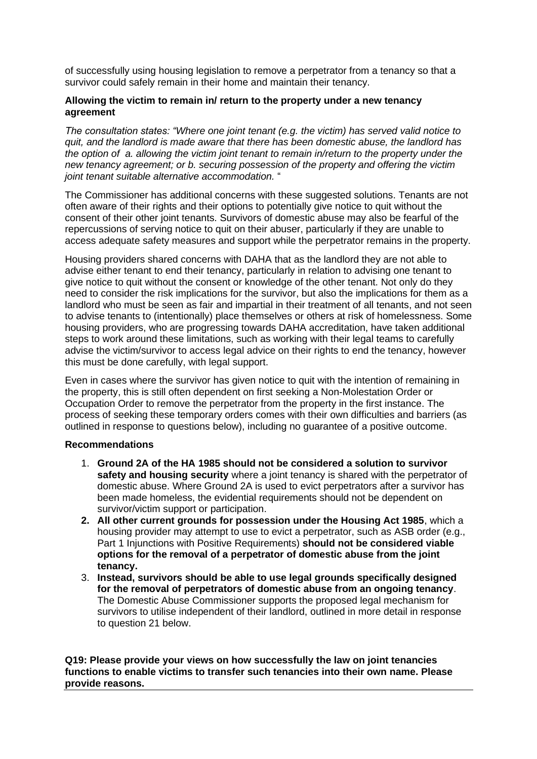of successfully using housing legislation to remove a perpetrator from a tenancy so that a survivor could safely remain in their home and maintain their tenancy.

**Allowing the victim to remain in/ return to the property under a new tenancy agreement**

*The consultation states: "Where one joint tenant (e.g. the victim) has served valid notice to quit, and the landlord is made aware that there has been domestic abuse, the landlord has the option of a. allowing the victim joint tenant to remain in/return to the property under the new tenancy agreement; or b. securing possession of the property and offering the victim joint tenant suitable alternative accommodation.* "

The Commissioner has additional concerns with these suggested solutions. Tenants are not often aware of their rights and their options to potentially give notice to quit without the consent of their other joint tenants. Survivors of domestic abuse may also be fearful of the repercussions of serving notice to quit on their abuser, particularly if they are unable to access adequate safety measures and support while the perpetrator remains in the property.

Housing providers shared concerns with DAHA that as the landlord they are not able to advise either tenant to end their tenancy, particularly in relation to advising one tenant to give notice to quit without the consent or knowledge of the other tenant. Not only do they need to consider the risk implications for the survivor, but also the implications for them as a landlord who must be seen as fair and impartial in their treatment of all tenants, and not seen to advise tenants to (intentionally) place themselves or others at risk of homelessness. Some housing providers, who are progressing towards DAHA accreditation, have taken additional steps to work around these limitations, such as working with their legal teams to carefully advise the victim/survivor to access legal advice on their rights to end the tenancy, however this must be done carefully, with legal support.

Even in cases where the survivor has given notice to quit with the intention of remaining in the property, this is still often dependent on first seeking a Non-Molestation Order or Occupation Order to remove the perpetrator from the property in the first instance. The process of seeking these temporary orders comes with their own difficulties and barriers (as outlined in response to questions below), including no guarantee of a positive outcome.

**Recommendations**

1. **Ground 2A of the HA 1985 should not be considered a solution to survivor safety and housing security** where a joint tenancy is shared with the perpetrator of domestic abuse. Where Ground 2A is used to evict perpetrators after a survivor has been made homeless, the evidential requirements should not be dependent on survivor/victim support or participation.
2. **All other current grounds for possession under the Housing Act 1985**, which a housing provider may attempt to use to evict a perpetrator, such as ASB order (e.g., Part 1 Injunctions with Positive Requirements) **should not be considered viable options for the removal of a perpetrator of domestic abuse from the joint tenancy.**
3. **Instead, survivors should be able to use legal grounds specifically designed for the removal of perpetrators of domestic abuse from an ongoing tenancy**. The Domestic Abuse Commissioner supports the proposed legal mechanism for survivors to utilise independent of their landlord, outlined in more detail in response to question 21 below.

**Q19: Please provide your views on how successfully the law on joint tenancies functions to enable victims to transfer such tenancies into their own name. Please provide reasons.**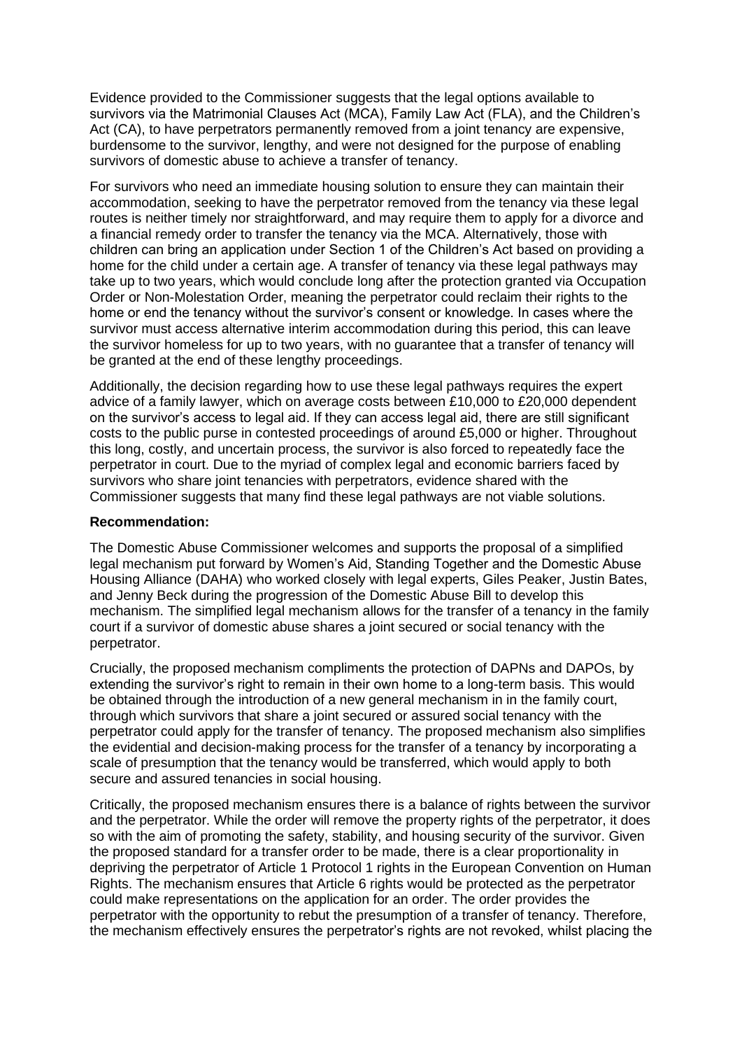Evidence provided to the Commissioner suggests that the legal options available to survivors via the Matrimonial Clauses Act (MCA), Family Law Act (FLA), and the Children's Act (CA), to have perpetrators permanently removed from a joint tenancy are expensive, burdensome to the survivor, lengthy, and were not designed for the purpose of enabling survivors of domestic abuse to achieve a transfer of tenancy.

For survivors who need an immediate housing solution to ensure they can maintain their accommodation, seeking to have the perpetrator removed from the tenancy via these legal routes is neither timely nor straightforward, and may require them to apply for a divorce and a financial remedy order to transfer the tenancy via the MCA. Alternatively, those with children can bring an application under Section 1 of the Children's Act based on providing a home for the child under a certain age. A transfer of tenancy via these legal pathways may take up to two years, which would conclude long after the protection granted via Occupation Order or Non-Molestation Order, meaning the perpetrator could reclaim their rights to the home or end the tenancy without the survivor's consent or knowledge. In cases where the survivor must access alternative interim accommodation during this period, this can leave the survivor homeless for up to two years, with no guarantee that a transfer of tenancy will be granted at the end of these lengthy proceedings.

Additionally, the decision regarding how to use these legal pathways requires the expert advice of a family lawyer, which on average costs between £10,000 to £20,000 dependent on the survivor's access to legal aid. If they can access legal aid, there are still significant costs to the public purse in contested proceedings of around £5,000 or higher. Throughout this long, costly, and uncertain process, the survivor is also forced to repeatedly face the perpetrator in court. Due to the myriad of complex legal and economic barriers faced by survivors who share joint tenancies with perpetrators, evidence shared with the Commissioner suggests that many find these legal pathways are not viable solutions.

**Recommendation:**

The Domestic Abuse Commissioner welcomes and supports the proposal of a simplified legal mechanism put forward by Women's Aid, Standing Together and the Domestic Abuse Housing Alliance (DAHA) who worked closely with legal experts, Giles Peaker, Justin Bates, and Jenny Beck during the progression of the Domestic Abuse Bill to develop this mechanism. The simplified legal mechanism allows for the transfer of a tenancy in the family court if a survivor of domestic abuse shares a joint secured or social tenancy with the perpetrator.

Crucially, the proposed mechanism compliments the protection of DAPNs and DAPOs, by extending the survivor's right to remain in their own home to a long-term basis. This would be obtained through the introduction of a new general mechanism in in the family court, through which survivors that share a joint secured or assured social tenancy with the perpetrator could apply for the transfer of tenancy. The proposed mechanism also simplifies the evidential and decision-making process for the transfer of a tenancy by incorporating a scale of presumption that the tenancy would be transferred, which would apply to both secure and assured tenancies in social housing.

Critically, the proposed mechanism ensures there is a balance of rights between the survivor and the perpetrator. While the order will remove the property rights of the perpetrator, it does so with the aim of promoting the safety, stability, and housing security of the survivor. Given the proposed standard for a transfer order to be made, there is a clear proportionality in depriving the perpetrator of Article 1 Protocol 1 rights in the European Convention on Human Rights. The mechanism ensures that Article 6 rights would be protected as the perpetrator could make representations on the application for an order. The order provides the perpetrator with the opportunity to rebut the presumption of a transfer of tenancy. Therefore, the mechanism effectively ensures the perpetrator's rights are not revoked, whilst placing the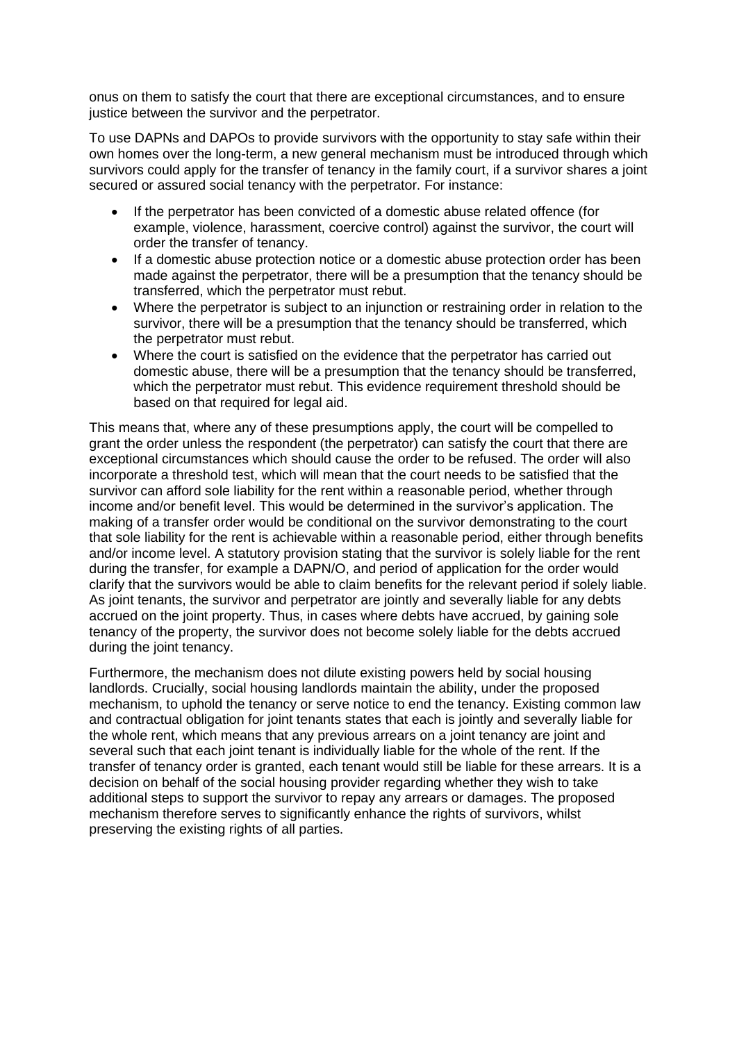onus on them to satisfy the court that there are exceptional circumstances, and to ensure justice between the survivor and the perpetrator.

To use DAPNs and DAPOs to provide survivors with the opportunity to stay safe within their own homes over the long-term, a new general mechanism must be introduced through which survivors could apply for the transfer of tenancy in the family court, if a survivor shares a joint secured or assured social tenancy with the perpetrator. For instance:

- If the perpetrator has been convicted of a domestic abuse related offence (for example, violence, harassment, coercive control) against the survivor, the court will order the transfer of tenancy.
- If a domestic abuse protection notice or a domestic abuse protection order has been made against the perpetrator, there will be a presumption that the tenancy should be transferred, which the perpetrator must rebut.
- Where the perpetrator is subject to an injunction or restraining order in relation to the survivor, there will be a presumption that the tenancy should be transferred, which the perpetrator must rebut.
- Where the court is satisfied on the evidence that the perpetrator has carried out domestic abuse, there will be a presumption that the tenancy should be transferred, which the perpetrator must rebut. This evidence requirement threshold should be based on that required for legal aid.

This means that, where any of these presumptions apply, the court will be compelled to grant the order unless the respondent (the perpetrator) can satisfy the court that there are exceptional circumstances which should cause the order to be refused. The order will also incorporate a threshold test, which will mean that the court needs to be satisfied that the survivor can afford sole liability for the rent within a reasonable period, whether through income and/or benefit level. This would be determined in the survivor's application. The making of a transfer order would be conditional on the survivor demonstrating to the court that sole liability for the rent is achievable within a reasonable period, either through benefits and/or income level. A statutory provision stating that the survivor is solely liable for the rent during the transfer, for example a DAPN/O, and period of application for the order would clarify that the survivors would be able to claim benefits for the relevant period if solely liable. As joint tenants, the survivor and perpetrator are jointly and severally liable for any debts accrued on the joint property. Thus, in cases where debts have accrued, by gaining sole tenancy of the property, the survivor does not become solely liable for the debts accrued during the joint tenancy.

Furthermore, the mechanism does not dilute existing powers held by social housing landlords. Crucially, social housing landlords maintain the ability, under the proposed mechanism, to uphold the tenancy or serve notice to end the tenancy. Existing common law and contractual obligation for joint tenants states that each is jointly and severally liable for the whole rent, which means that any previous arrears on a joint tenancy are joint and several such that each joint tenant is individually liable for the whole of the rent. If the transfer of tenancy order is granted, each tenant would still be liable for these arrears. It is a decision on behalf of the social housing provider regarding whether they wish to take additional steps to support the survivor to repay any arrears or damages. The proposed mechanism therefore serves to significantly enhance the rights of survivors, whilst preserving the existing rights of all parties.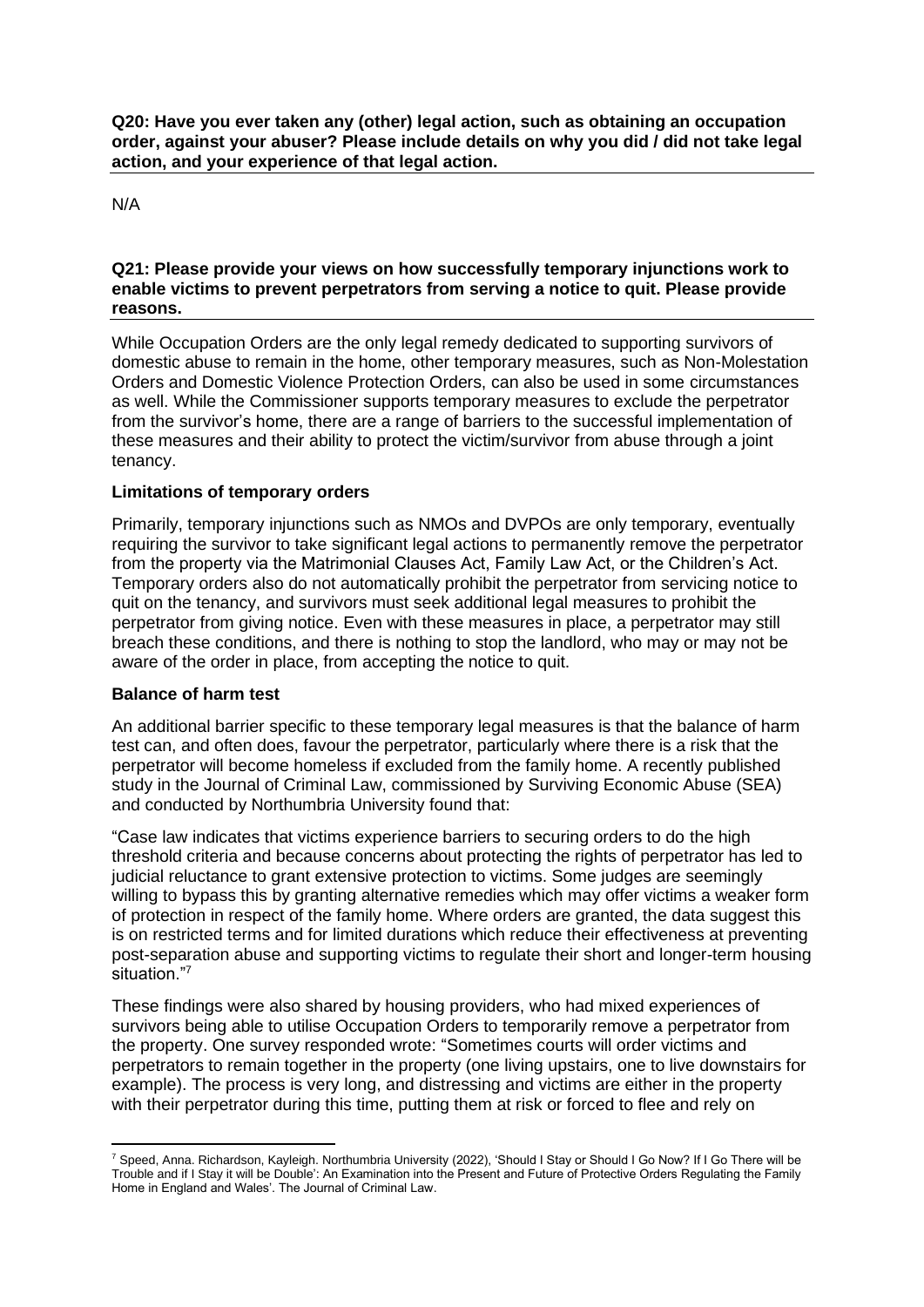**Q20: Have you ever taken any (other) legal action, such as obtaining an occupation order, against your abuser? Please include details on why you did / did not take legal action, and your experience of that legal action.**

N/A

**Q21: Please provide your views on how successfully temporary injunctions work to enable victims to prevent perpetrators from serving a notice to quit. Please provide reasons.**

While Occupation Orders are the only legal remedy dedicated to supporting survivors of domestic abuse to remain in the home, other temporary measures, such as Non-Molestation Orders and Domestic Violence Protection Orders, can also be used in some circumstances as well. While the Commissioner supports temporary measures to exclude the perpetrator from the survivor's home, there are a range of barriers to the successful implementation of these measures and their ability to protect the victim/survivor from abuse through a joint tenancy.

**Limitations of temporary orders**

Primarily, temporary injunctions such as NMOs and DVPOs are only temporary, eventually requiring the survivor to take significant legal actions to permanently remove the perpetrator from the property via the Matrimonial Clauses Act, Family Law Act, or the Children's Act. Temporary orders also do not automatically prohibit the perpetrator from servicing notice to quit on the tenancy, and survivors must seek additional legal measures to prohibit the perpetrator from giving notice. Even with these measures in place, a perpetrator may still breach these conditions, and there is nothing to stop the landlord, who may or may not be aware of the order in place, from accepting the notice to quit.

**Balance of harm test**

An additional barrier specific to these temporary legal measures is that the balance of harm test can, and often does, favour the perpetrator, particularly where there is a risk that the perpetrator will become homeless if excluded from the family home. A recently published study in the Journal of Criminal Law, commissioned by Surviving Economic Abuse (SEA) and conducted by Northumbria University found that:

"Case law indicates that victims experience barriers to securing orders to do the high threshold criteria and because concerns about protecting the rights of perpetrator has led to judicial reluctance to grant extensive protection to victims. Some judges are seemingly willing to bypass this by granting alternative remedies which may offer victims a weaker form of protection in respect of the family home. Where orders are granted, the data suggest this is on restricted terms and for limited durations which reduce their effectiveness at preventing post-separation abuse and supporting victims to regulate their short and longer-term housing situation."[7]

These findings were also shared by housing providers, who had mixed experiences of survivors being able to utilise Occupation Orders to temporarily remove a perpetrator from the property. One survey responded wrote: "Sometimes courts will order victims and perpetrators to remain together in the property (one living upstairs, one to live downstairs for example). The process is very long, and distressing and victims are either in the property with their perpetrator during this time, putting them at risk or forced to flee and rely on

---

[7] Speed, Anna. Richardson, Kayleigh. Northumbria University (2022), 'Should I Stay or Should I Go Now? If I Go There will be Trouble and if I Stay it will be Double': An Examination into the Present and Future of Protective Orders Regulating the Family Home in England and Wales'. The Journal of Criminal Law.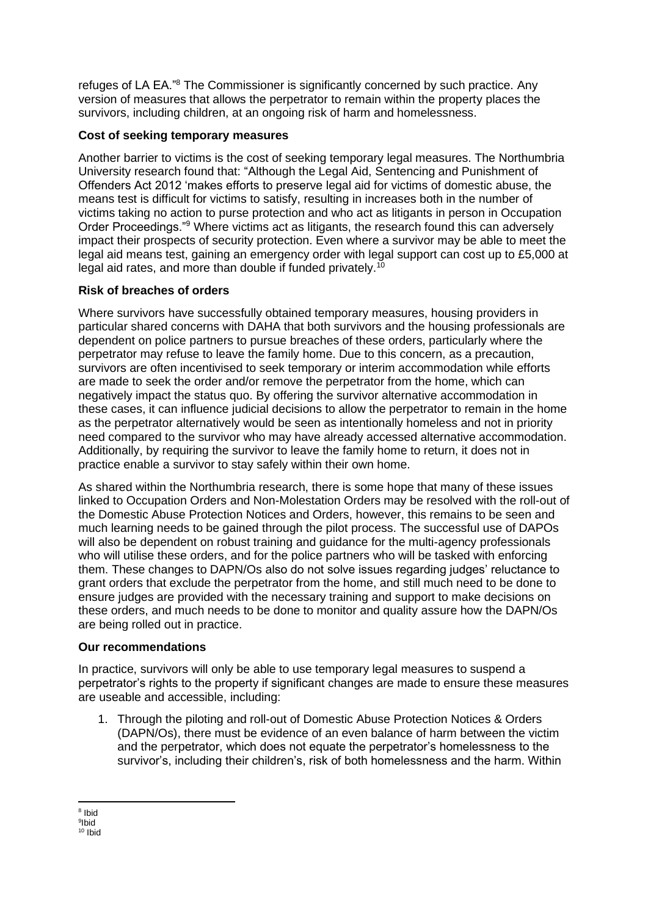refuges of LA EA."[8] The Commissioner is significantly concerned by such practice. Any version of measures that allows the perpetrator to remain within the property places the survivors, including children, at an ongoing risk of harm and homelessness.

**Cost of seeking temporary measures**

Another barrier to victims is the cost of seeking temporary legal measures. The Northumbria University research found that: "Although the Legal Aid, Sentencing and Punishment of Offenders Act 2012 'makes efforts to preserve legal aid for victims of domestic abuse, the means test is difficult for victims to satisfy, resulting in increases both in the number of victims taking no action to purse protection and who act as litigants in person in Occupation Order Proceedings."[9] Where victims act as litigants, the research found this can adversely impact their prospects of security protection. Even where a survivor may be able to meet the legal aid means test, gaining an emergency order with legal support can cost up to £5,000 at legal aid rates, and more than double if funded privately.[10]

**Risk of breaches of orders**

Where survivors have successfully obtained temporary measures, housing providers in particular shared concerns with DAHA that both survivors and the housing professionals are dependent on police partners to pursue breaches of these orders, particularly where the perpetrator may refuse to leave the family home. Due to this concern, as a precaution, survivors are often incentivised to seek temporary or interim accommodation while efforts are made to seek the order and/or remove the perpetrator from the home, which can negatively impact the status quo. By offering the survivor alternative accommodation in these cases, it can influence judicial decisions to allow the perpetrator to remain in the home as the perpetrator alternatively would be seen as intentionally homeless and not in priority need compared to the survivor who may have already accessed alternative accommodation. Additionally, by requiring the survivor to leave the family home to return, it does not in practice enable a survivor to stay safely within their own home.

As shared within the Northumbria research, there is some hope that many of these issues linked to Occupation Orders and Non-Molestation Orders may be resolved with the roll-out of the Domestic Abuse Protection Notices and Orders, however, this remains to be seen and much learning needs to be gained through the pilot process. The successful use of DAPOs will also be dependent on robust training and guidance for the multi-agency professionals who will utilise these orders, and for the police partners who will be tasked with enforcing them. These changes to DAPN/Os also do not solve issues regarding judges' reluctance to grant orders that exclude the perpetrator from the home, and still much need to be done to ensure judges are provided with the necessary training and support to make decisions on these orders, and much needs to be done to monitor and quality assure how the DAPN/Os are being rolled out in practice.

**Our recommendations**

In practice, survivors will only be able to use temporary legal measures to suspend a perpetrator's rights to the property if significant changes are made to ensure these measures are useable and accessible, including:

1. Through the piloting and roll-out of Domestic Abuse Protection Notices & Orders (DAPN/Os), there must be evidence of an even balance of harm between the victim and the perpetrator, which does not equate the perpetrator's homelessness to the survivor's, including their children's, risk of both homelessness and the harm. Within

[8] Ibid

[9] Ibid

[10] Ibid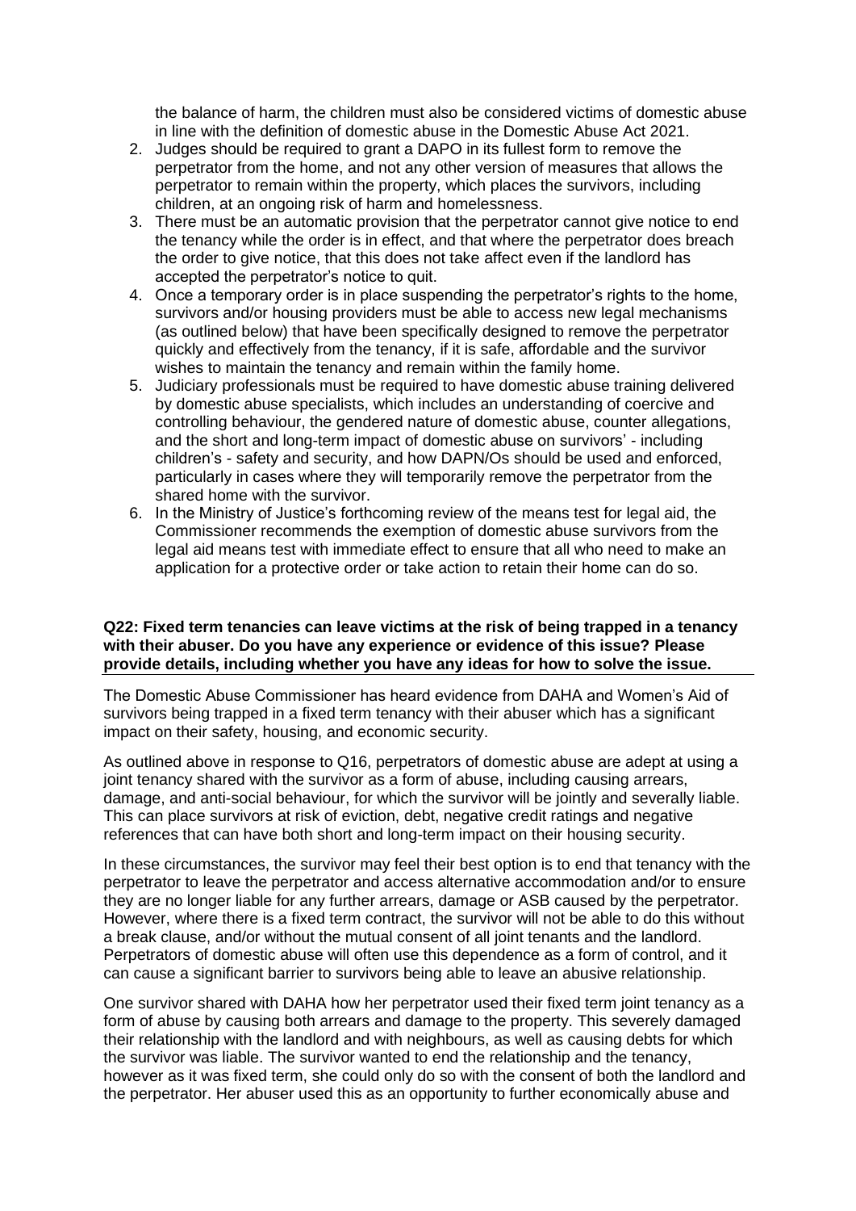the balance of harm, the children must also be considered victims of domestic abuse in line with the definition of domestic abuse in the Domestic Abuse Act 2021.

2. Judges should be required to grant a DAPO in its fullest form to remove the perpetrator from the home, and not any other version of measures that allows the perpetrator to remain within the property, which places the survivors, including children, at an ongoing risk of harm and homelessness.
3. There must be an automatic provision that the perpetrator cannot give notice to end the tenancy while the order is in effect, and that where the perpetrator does breach the order to give notice, that this does not take affect even if the landlord has accepted the perpetrator's notice to quit.
4. Once a temporary order is in place suspending the perpetrator's rights to the home, survivors and/or housing providers must be able to access new legal mechanisms (as outlined below) that have been specifically designed to remove the perpetrator quickly and effectively from the tenancy, if it is safe, affordable and the survivor wishes to maintain the tenancy and remain within the family home.
5. Judiciary professionals must be required to have domestic abuse training delivered by domestic abuse specialists, which includes an understanding of coercive and controlling behaviour, the gendered nature of domestic abuse, counter allegations, and the short and long-term impact of domestic abuse on survivors' - including children's - safety and security, and how DAPN/Os should be used and enforced, particularly in cases where they will temporarily remove the perpetrator from the shared home with the survivor.
6. In the Ministry of Justice's forthcoming review of the means test for legal aid, the Commissioner recommends the exemption of domestic abuse survivors from the legal aid means test with immediate effect to ensure that all who need to make an application for a protective order or take action to retain their home can do so.

**Q22: Fixed term tenancies can leave victims at the risk of being trapped in a tenancy with their abuser. Do you have any experience or evidence of this issue? Please provide details, including whether you have any ideas for how to solve the issue.**

The Domestic Abuse Commissioner has heard evidence from DAHA and Women's Aid of survivors being trapped in a fixed term tenancy with their abuser which has a significant impact on their safety, housing, and economic security.

As outlined above in response to Q16, perpetrators of domestic abuse are adept at using a joint tenancy shared with the survivor as a form of abuse, including causing arrears, damage, and anti-social behaviour, for which the survivor will be jointly and severally liable. This can place survivors at risk of eviction, debt, negative credit ratings and negative references that can have both short and long-term impact on their housing security.

In these circumstances, the survivor may feel their best option is to end that tenancy with the perpetrator to leave the perpetrator and access alternative accommodation and/or to ensure they are no longer liable for any further arrears, damage or ASB caused by the perpetrator. However, where there is a fixed term contract, the survivor will not be able to do this without a break clause, and/or without the mutual consent of all joint tenants and the landlord. Perpetrators of domestic abuse will often use this dependence as a form of control, and it can cause a significant barrier to survivors being able to leave an abusive relationship.

One survivor shared with DAHA how her perpetrator used their fixed term joint tenancy as a form of abuse by causing both arrears and damage to the property. This severely damaged their relationship with the landlord and with neighbours, as well as causing debts for which the survivor was liable. The survivor wanted to end the relationship and the tenancy, however as it was fixed term, she could only do so with the consent of both the landlord and the perpetrator. Her abuser used this as an opportunity to further economically abuse and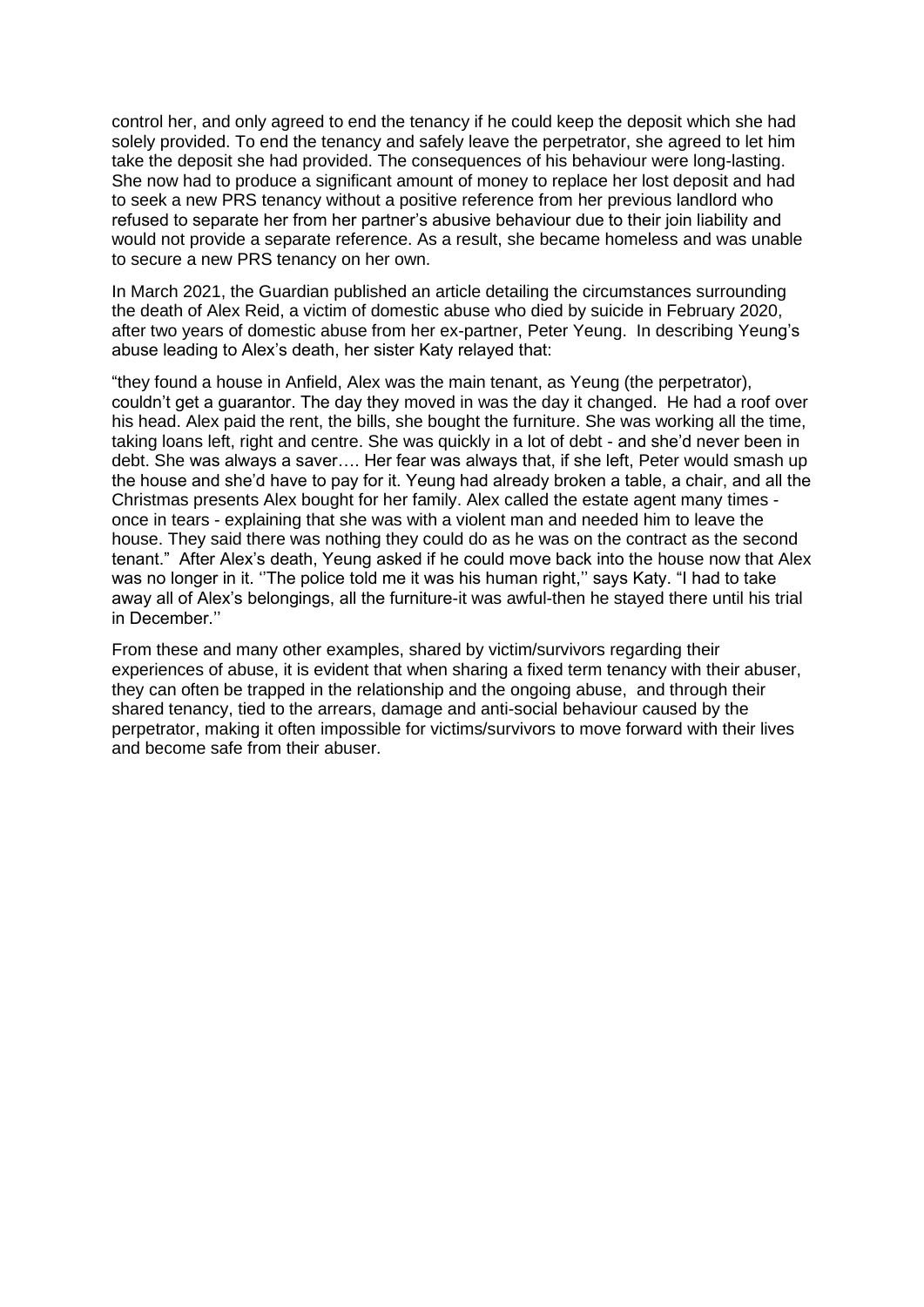control her, and only agreed to end the tenancy if he could keep the deposit which she had solely provided. To end the tenancy and safely leave the perpetrator, she agreed to let him take the deposit she had provided. The consequences of his behaviour were long-lasting. She now had to produce a significant amount of money to replace her lost deposit and had to seek a new PRS tenancy without a positive reference from her previous landlord who refused to separate her from her partner's abusive behaviour due to their join liability and would not provide a separate reference. As a result, she became homeless and was unable to secure a new PRS tenancy on her own.

In March 2021, the Guardian published an article detailing the circumstances surrounding the death of Alex Reid, a victim of domestic abuse who died by suicide in February 2020, after two years of domestic abuse from her ex-partner, Peter Yeung. In describing Yeung's abuse leading to Alex's death, her sister Katy relayed that:

"they found a house in Anfield, Alex was the main tenant, as Yeung (the perpetrator), couldn't get a guarantor. The day they moved in was the day it changed. He had a roof over his head. Alex paid the rent, the bills, she bought the furniture. She was working all the time, taking loans left, right and centre. She was quickly in a lot of debt - and she'd never been in debt. She was always a saver…. Her fear was always that, if she left, Peter would smash up the house and she'd have to pay for it. Yeung had already broken a table, a chair, and all the Christmas presents Alex bought for her family. Alex called the estate agent many times - once in tears - explaining that she was with a violent man and needed him to leave the house. They said there was nothing they could do as he was on the contract as the second tenant." After Alex's death, Yeung asked if he could move back into the house now that Alex was no longer in it. ''The police told me it was his human right,'' says Katy. "I had to take away all of Alex's belongings, all the furniture-it was awful-then he stayed there until his trial in December.''

From these and many other examples, shared by victim/survivors regarding their experiences of abuse, it is evident that when sharing a fixed term tenancy with their abuser, they can often be trapped in the relationship and the ongoing abuse, and through their shared tenancy, tied to the arrears, damage and anti-social behaviour caused by the perpetrator, making it often impossible for victims/survivors to move forward with their lives and become safe from their abuser.